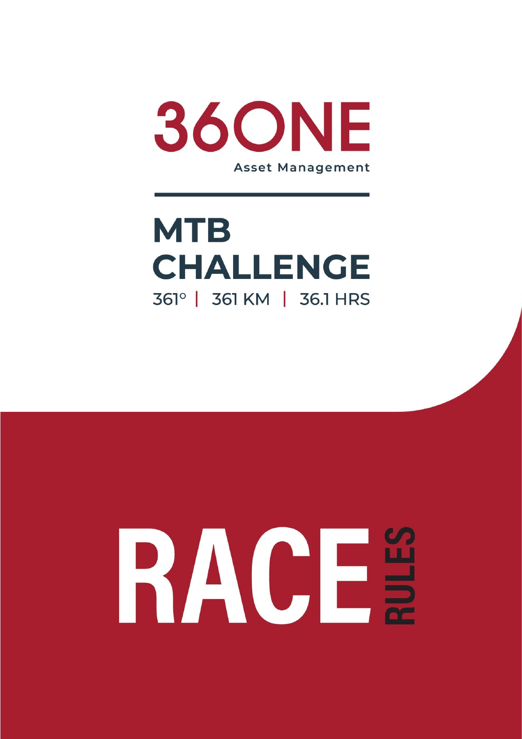# 36ONE

Asset Management

## MTB CHALLENGE

361° | 361 KM | 36.1 HRS

# RACE RULES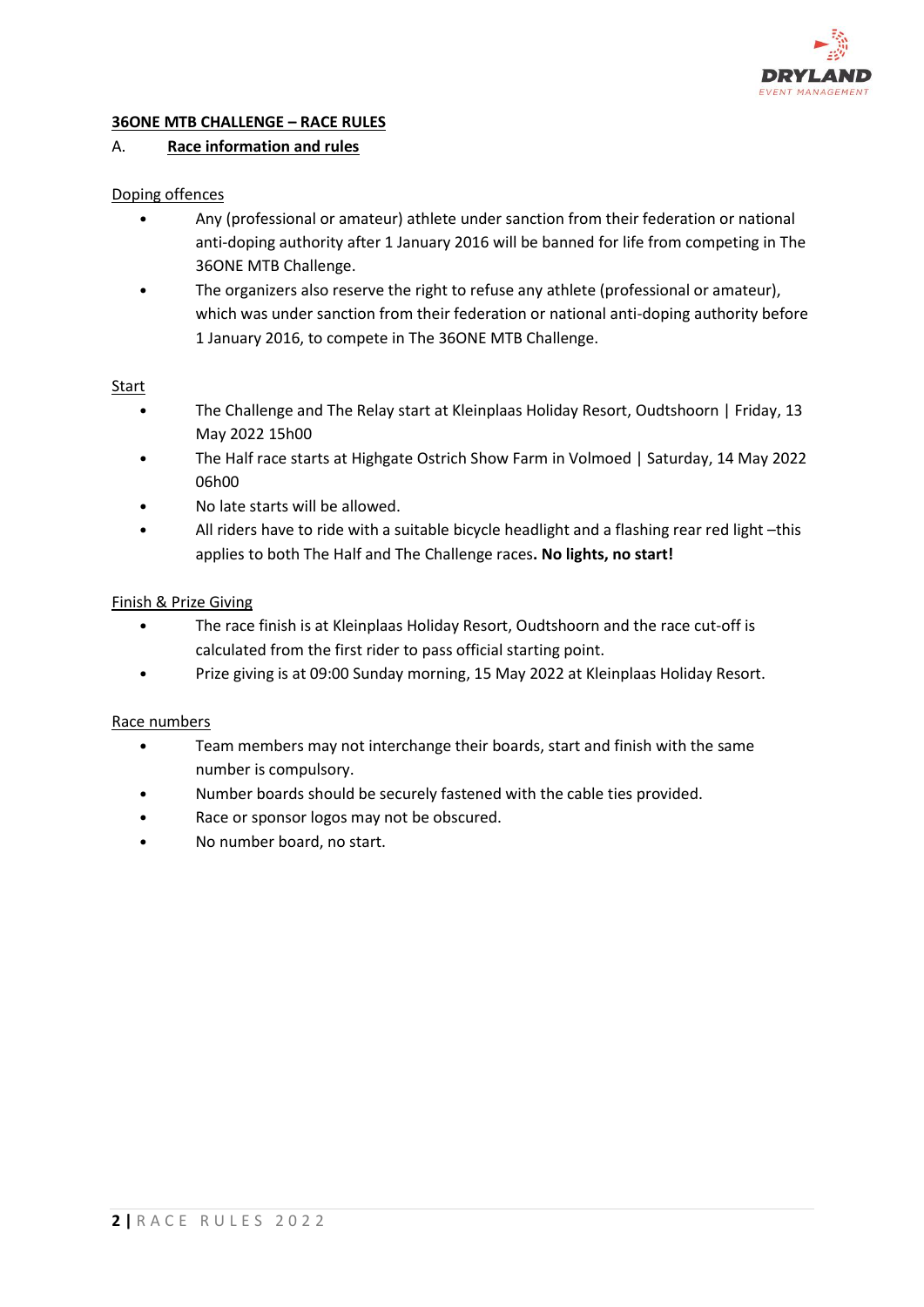## 36ONE MTB CHALLENGE – RACE RULES

### A. Race information and rules

#### Doping offences

- Any (professional or amateur) athlete under sanction from their federation or national anti-doping authority after 1 January 2016 will be banned for life from competing in The 36ONE MTB Challenge.
- The organizers also reserve the right to refuse any athlete (professional or amateur), which was under sanction from their federation or national anti-doping authority before 1 January 2016, to compete in The 36ONE MTB Challenge.

#### Start

- The Challenge and The Relay start at Kleinplaas Holiday Resort, Oudtshoorn | Friday, 13 May 2022 15h00
- The Half race starts at Highgate Ostrich Show Farm in Volmoed | Saturday, 14 May 2022 06h00
- No late starts will be allowed.
- All riders have to ride with a suitable bicycle headlight and a flashing rear red light –this applies to both The Half and The Challenge races**. No lights, no start!**

#### Finish & Prize Giving

- The race finish is at Kleinplaas Holiday Resort, Oudtshoorn and the race cut-off is calculated from the first rider to pass official starting point.
- Prize giving is at 09:00 Sunday morning, 15 May 2022 at Kleinplaas Holiday Resort.

#### Race numbers

- Team members may not interchange their boards, start and finish with the same number is compulsory.
- Number boards should be securely fastened with the cable ties provided.
- Race or sponsor logos may not be obscured.
- No number board, no start.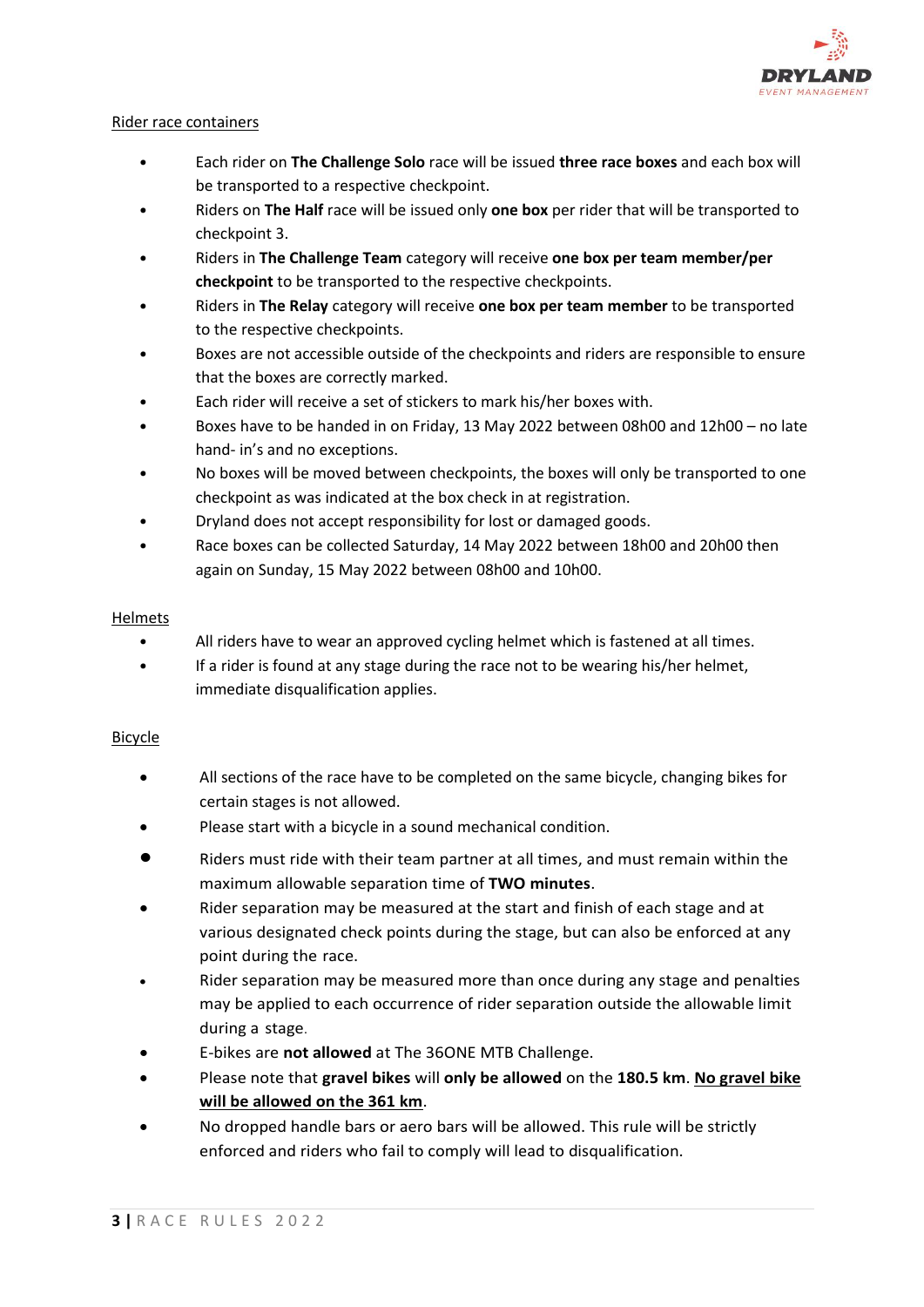## Rider race containers

- Each rider on **The Challenge Solo** race will be issued **three race boxes** and each box will be transported to a respective checkpoint.
- Riders on **The Half** race will be issued only **one box** per rider that will be transported to checkpoint 3.
- Riders in **The Challenge Team** category will receive **one box per team member/per checkpoint** to be transported to the respective checkpoints.
- Riders in **The Relay** category will receive **one box per team member** to be transported to the respective checkpoints.
- Boxes are not accessible outside of the checkpoints and riders are responsible to ensure that the boxes are correctly marked.
- Each rider will receive a set of stickers to mark his/her boxes with.
- Boxes have to be handed in on Friday, 13 May 2022 between 08h00 and 12h00 – no late hand- in's and no exceptions.
- No boxes will be moved between checkpoints, the boxes will only be transported to one checkpoint as was indicated at the box check in at registration.
- Dryland does not accept responsibility for lost or damaged goods.
- Race boxes can be collected Saturday, 14 May 2022 between 18h00 and 20h00 then again on Sunday, 15 May 2022 between 08h00 and 10h00.

## Helmets

- All riders have to wear an approved cycling helmet which is fastened at all times.
- If a rider is found at any stage during the race not to be wearing his/her helmet, immediate disqualification applies.

## Bicycle

- All sections of the race have to be completed on the same bicycle, changing bikes for certain stages is not allowed.
- Please start with a bicycle in a sound mechanical condition.
- Riders must ride with their team partner at all times, and must remain within the maximum allowable separation time of **TWO minutes**.
- Rider separation may be measured at the start and finish of each stage and at various designated check points during the stage, but can also be enforced at any point during the race.
- Rider separation may be measured more than once during any stage and penalties may be applied to each occurrence of rider separation outside the allowable limit during a stage.
- E-bikes are **not allowed** at The 36ONE MTB Challenge.
- Please note that **gravel bikes** will **only be allowed** on the **180.5 km**. **No gravel bike will be allowed on the 361 km**.
- No dropped handle bars or aero bars will be allowed. This rule will be strictly enforced and riders who fail to comply will lead to disqualification.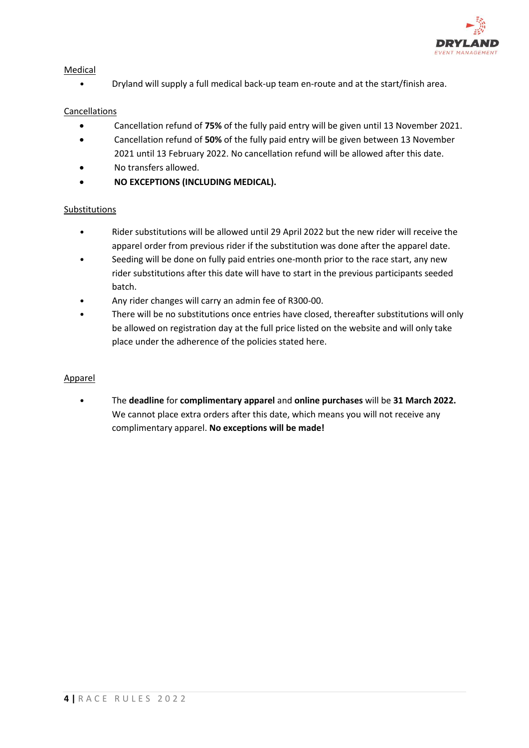## Medical

- Dryland will supply a full medical back-up team en-route and at the start/finish area.

## Cancellations

- Cancellation refund of **75%** of the fully paid entry will be given until 13 November 2021.
- Cancellation refund of **50%** of the fully paid entry will be given between 13 November 2021 until 13 February 2022. No cancellation refund will be allowed after this date.
- No transfers allowed.
- **NO EXCEPTIONS (INCLUDING MEDICAL).**

## Substitutions

- Rider substitutions will be allowed until 29 April 2022 but the new rider will receive the apparel order from previous rider if the substitution was done after the apparel date.
- Seeding will be done on fully paid entries one-month prior to the race start, any new rider substitutions after this date will have to start in the previous participants seeded batch.
- Any rider changes will carry an admin fee of R300-00.
- There will be no substitutions once entries have closed, thereafter substitutions will only be allowed on registration day at the full price listed on the website and will only take place under the adherence of the policies stated here.

## Apparel

- The **deadline** for **complimentary apparel** and **online purchases** will be **31 March 2022.** We cannot place extra orders after this date, which means you will not receive any complimentary apparel. **No exceptions will be made!**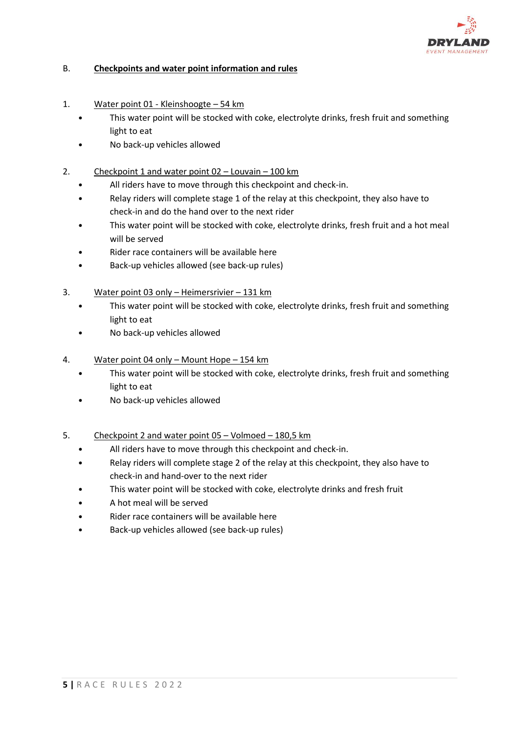## B. Checkpoints and water point information and rules

1. Water point 01 - Kleinshoogte – 54 km
   - This water point will be stocked with coke, electrolyte drinks, fresh fruit and something light to eat
   - No back-up vehicles allowed

2. Checkpoint 1 and water point 02 – Louvain – 100 km
   - All riders have to move through this checkpoint and check-in.
   - Relay riders will complete stage 1 of the relay at this checkpoint, they also have to check-in and do the hand over to the next rider
   - This water point will be stocked with coke, electrolyte drinks, fresh fruit and a hot meal will be served
   - Rider race containers will be available here
   - Back-up vehicles allowed (see back-up rules)

3. Water point 03 only – Heimersrivier – 131 km
   - This water point will be stocked with coke, electrolyte drinks, fresh fruit and something light to eat
   - No back-up vehicles allowed

4. Water point 04 only – Mount Hope – 154 km
   - This water point will be stocked with coke, electrolyte drinks, fresh fruit and something light to eat
   - No back-up vehicles allowed

5. Checkpoint 2 and water point 05 – Volmoed – 180,5 km
   - All riders have to move through this checkpoint and check-in.
   - Relay riders will complete stage 2 of the relay at this checkpoint, they also have to check-in and hand-over to the next rider
   - This water point will be stocked with coke, electrolyte drinks and fresh fruit
   - A hot meal will be served
   - Rider race containers will be available here
   - Back-up vehicles allowed (see back-up rules)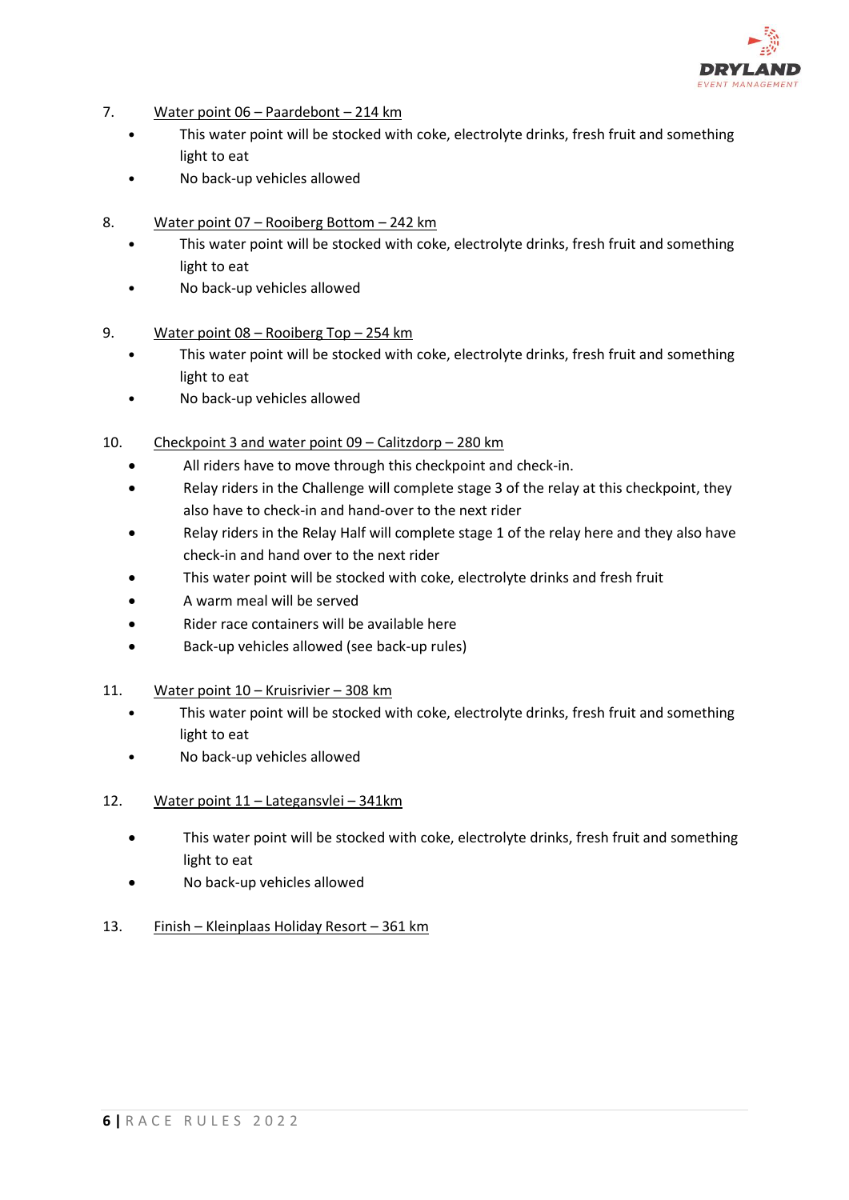7. Water point 06 – Paardebont – 214 km
    - This water point will be stocked with coke, electrolyte drinks, fresh fruit and something light to eat
    - No back-up vehicles allowed

8. Water point 07 – Rooiberg Bottom – 242 km
    - This water point will be stocked with coke, electrolyte drinks, fresh fruit and something light to eat
    - No back-up vehicles allowed

9. Water point 08 – Rooiberg Top – 254 km
    - This water point will be stocked with coke, electrolyte drinks, fresh fruit and something light to eat
    - No back-up vehicles allowed

10. Checkpoint 3 and water point 09 – Calitzdorp – 280 km
    - All riders have to move through this checkpoint and check-in.
    - Relay riders in the Challenge will complete stage 3 of the relay at this checkpoint, they also have to check-in and hand-over to the next rider
    - Relay riders in the Relay Half will complete stage 1 of the relay here and they also have check-in and hand over to the next rider
    - This water point will be stocked with coke, electrolyte drinks and fresh fruit
    - A warm meal will be served
    - Rider race containers will be available here
    - Back-up vehicles allowed (see back-up rules)

11. Water point 10 – Kruisrivier – 308 km
    - This water point will be stocked with coke, electrolyte drinks, fresh fruit and something light to eat
    - No back-up vehicles allowed

12. Water point 11 – Lategansvlei – 341km
    - This water point will be stocked with coke, electrolyte drinks, fresh fruit and something light to eat
    - No back-up vehicles allowed

13. Finish – Kleinplaas Holiday Resort – 361 km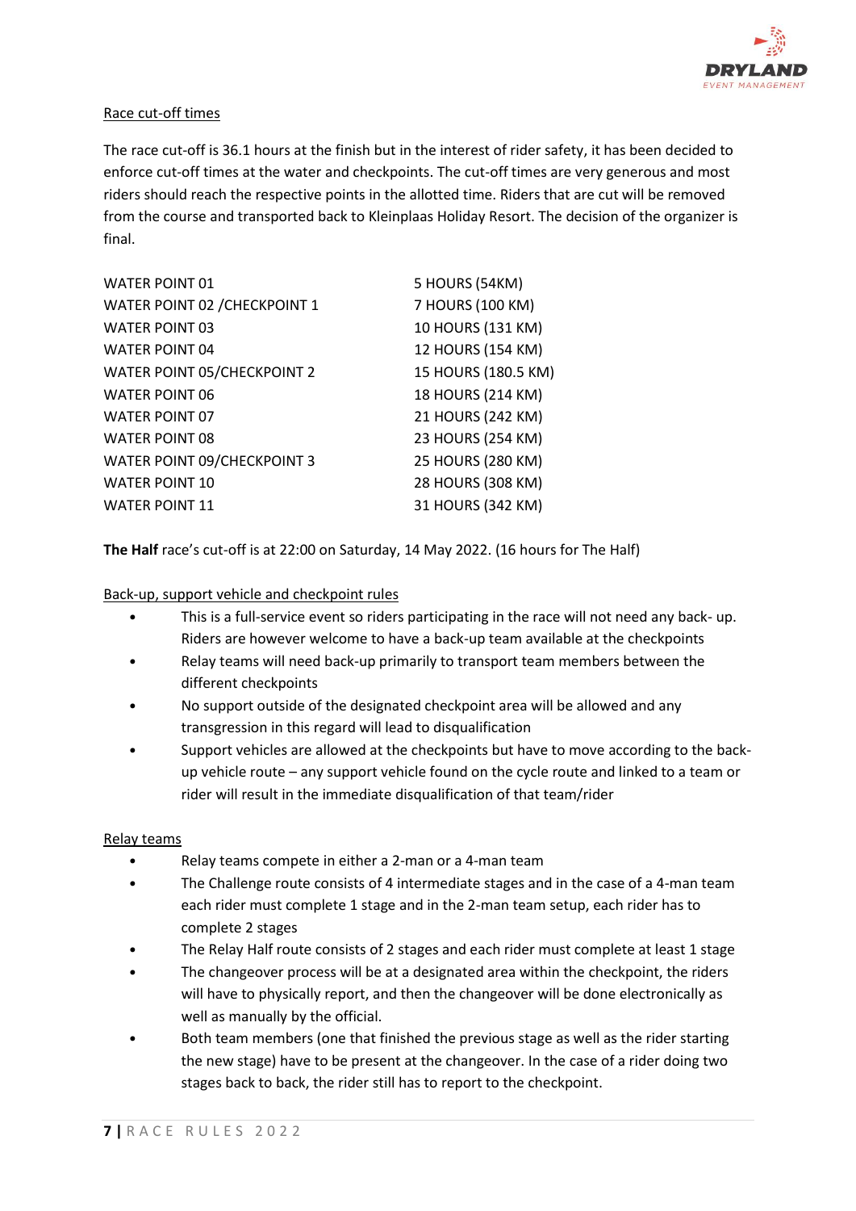## Race cut-off times

The race cut-off is 36.1 hours at the finish but in the interest of rider safety, it has been decided to enforce cut-off times at the water and checkpoints. The cut-off times are very generous and most riders should reach the respective points in the allotted time. Riders that are cut will be removed from the course and transported back to Kleinplaas Holiday Resort. The decision of the organizer is final.

| | |
|---|---|
| WATER POINT 01 | 5 HOURS (54KM) |
| WATER POINT 02 /CHECKPOINT 1 | 7 HOURS (100 KM) |
| WATER POINT 03 | 10 HOURS (131 KM) |
| WATER POINT 04 | 12 HOURS (154 KM) |
| WATER POINT 05/CHECKPOINT 2 | 15 HOURS (180.5 KM) |
| WATER POINT 06 | 18 HOURS (214 KM) |
| WATER POINT 07 | 21 HOURS (242 KM) |
| WATER POINT 08 | 23 HOURS (254 KM) |
| WATER POINT 09/CHECKPOINT 3 | 25 HOURS (280 KM) |
| WATER POINT 10 | 28 HOURS (308 KM) |
| WATER POINT 11 | 31 HOURS (342 KM) |

**The Half** race's cut-off is at 22:00 on Saturday, 14 May 2022. (16 hours for The Half)

## Back-up, support vehicle and checkpoint rules

- This is a full-service event so riders participating in the race will not need any back- up. Riders are however welcome to have a back-up team available at the checkpoints
- Relay teams will need back-up primarily to transport team members between the different checkpoints
- No support outside of the designated checkpoint area will be allowed and any transgression in this regard will lead to disqualification
- Support vehicles are allowed at the checkpoints but have to move according to the back-up vehicle route – any support vehicle found on the cycle route and linked to a team or rider will result in the immediate disqualification of that team/rider

## Relay teams

- Relay teams compete in either a 2-man or a 4-man team
- The Challenge route consists of 4 intermediate stages and in the case of a 4-man team each rider must complete 1 stage and in the 2-man team setup, each rider has to complete 2 stages
- The Relay Half route consists of 2 stages and each rider must complete at least 1 stage
- The changeover process will be at a designated area within the checkpoint, the riders will have to physically report, and then the changeover will be done electronically as well as manually by the official.
- Both team members (one that finished the previous stage as well as the rider starting the new stage) have to be present at the changeover. In the case of a rider doing two stages back to back, the rider still has to report to the checkpoint.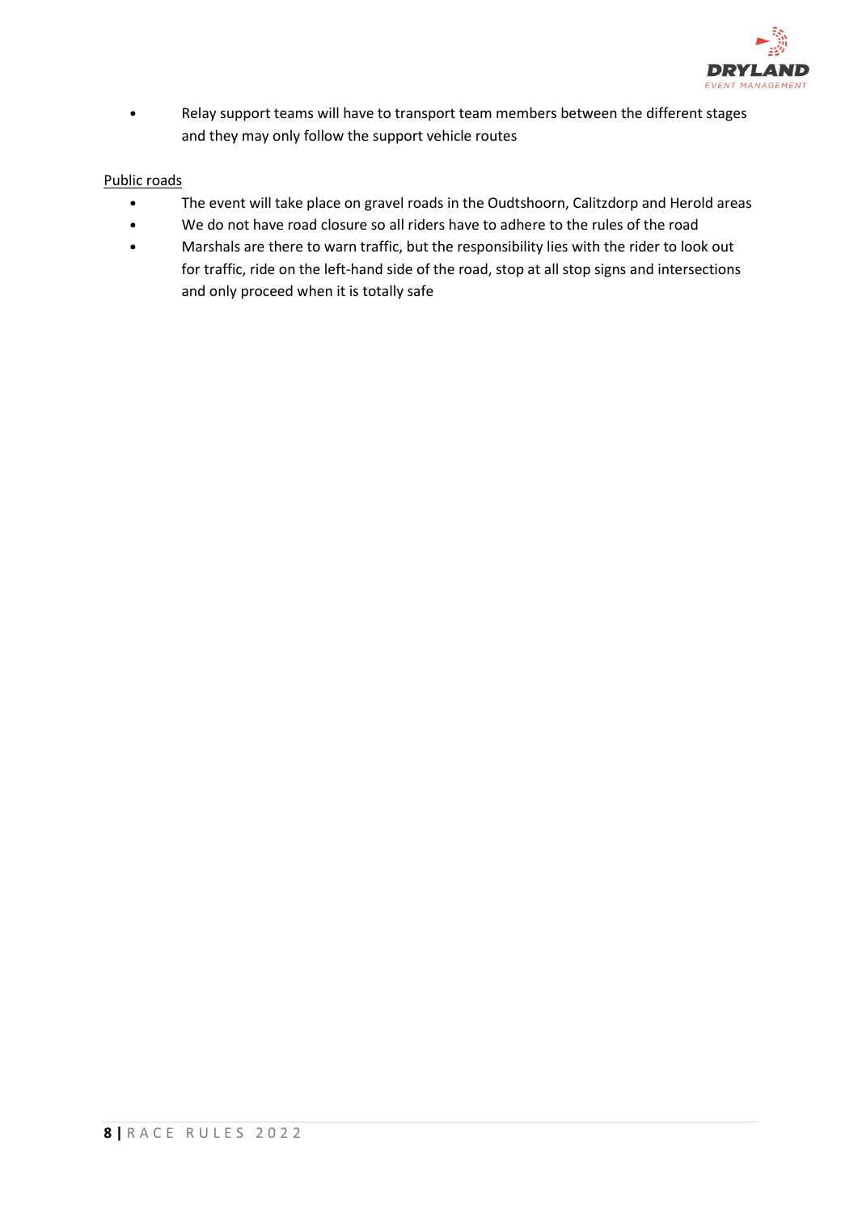- Relay support teams will have to transport team members between the different stages and they may only follow the support vehicle routes

<u>Public roads</u>

- The event will take place on gravel roads in the Oudtshoorn, Calitzdorp and Herold areas
- We do not have road closure so all riders have to adhere to the rules of the road
- Marshals are there to warn traffic, but the responsibility lies with the rider to look out for traffic, ride on the left-hand side of the road, stop at all stop signs and intersections and only proceed when it is totally safe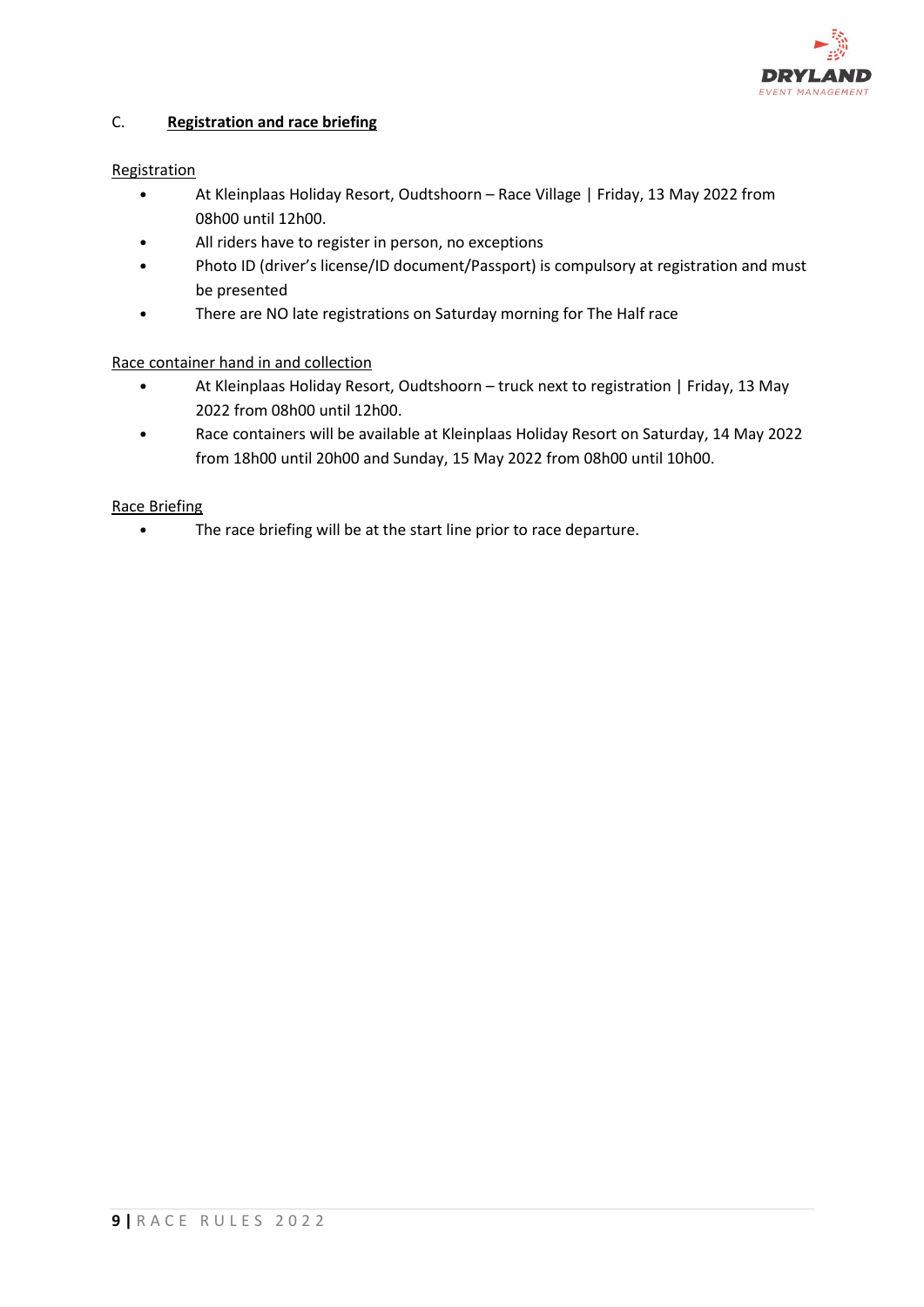## C. Registration and race briefing

### Registration

- At Kleinplaas Holiday Resort, Oudtshoorn – Race Village | Friday, 13 May 2022 from 08h00 until 12h00.
- All riders have to register in person, no exceptions
- Photo ID (driver's license/ID document/Passport) is compulsory at registration and must be presented
- There are NO late registrations on Saturday morning for The Half race

### Race container hand in and collection

- At Kleinplaas Holiday Resort, Oudtshoorn – truck next to registration | Friday, 13 May 2022 from 08h00 until 12h00.
- Race containers will be available at Kleinplaas Holiday Resort on Saturday, 14 May 2022 from 18h00 until 20h00 and Sunday, 15 May 2022 from 08h00 until 10h00.

### Race Briefing

- The race briefing will be at the start line prior to race departure.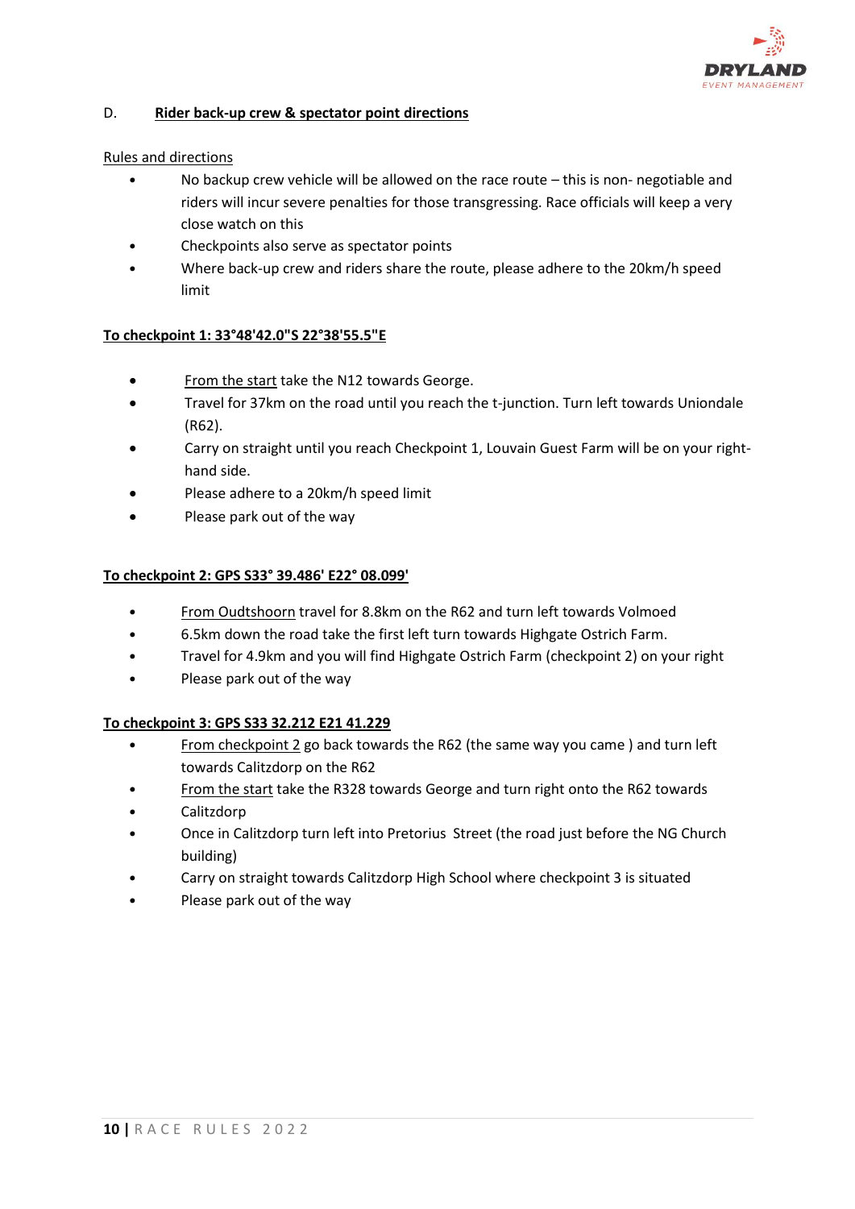## D. Rider back-up crew & spectator point directions

Rules and directions

- No backup crew vehicle will be allowed on the race route – this is non- negotiable and riders will incur severe penalties for those transgressing. Race officials will keep a very close watch on this
- Checkpoints also serve as spectator points
- Where back-up crew and riders share the route, please adhere to the 20km/h speed limit

**To checkpoint 1: 33°48'42.0"S 22°38'55.5"E**

- From the start take the N12 towards George.
- Travel for 37km on the road until you reach the t-junction. Turn left towards Uniondale (R62).
- Carry on straight until you reach Checkpoint 1, Louvain Guest Farm will be on your right-hand side.
- Please adhere to a 20km/h speed limit
- Please park out of the way

**To checkpoint 2: GPS S33° 39.486' E22° 08.099'**

- From Oudtshoorn travel for 8.8km on the R62 and turn left towards Volmoed
- 6.5km down the road take the first left turn towards Highgate Ostrich Farm.
- Travel for 4.9km and you will find Highgate Ostrich Farm (checkpoint 2) on your right
- Please park out of the way

**To checkpoint 3: GPS S33 32.212 E21 41.229**

- From checkpoint 2 go back towards the R62 (the same way you came ) and turn left towards Calitzdorp on the R62
- From the start take the R328 towards George and turn right onto the R62 towards
- Calitzdorp
- Once in Calitzdorp turn left into Pretorius Street (the road just before the NG Church building)
- Carry on straight towards Calitzdorp High School where checkpoint 3 is situated
- Please park out of the way